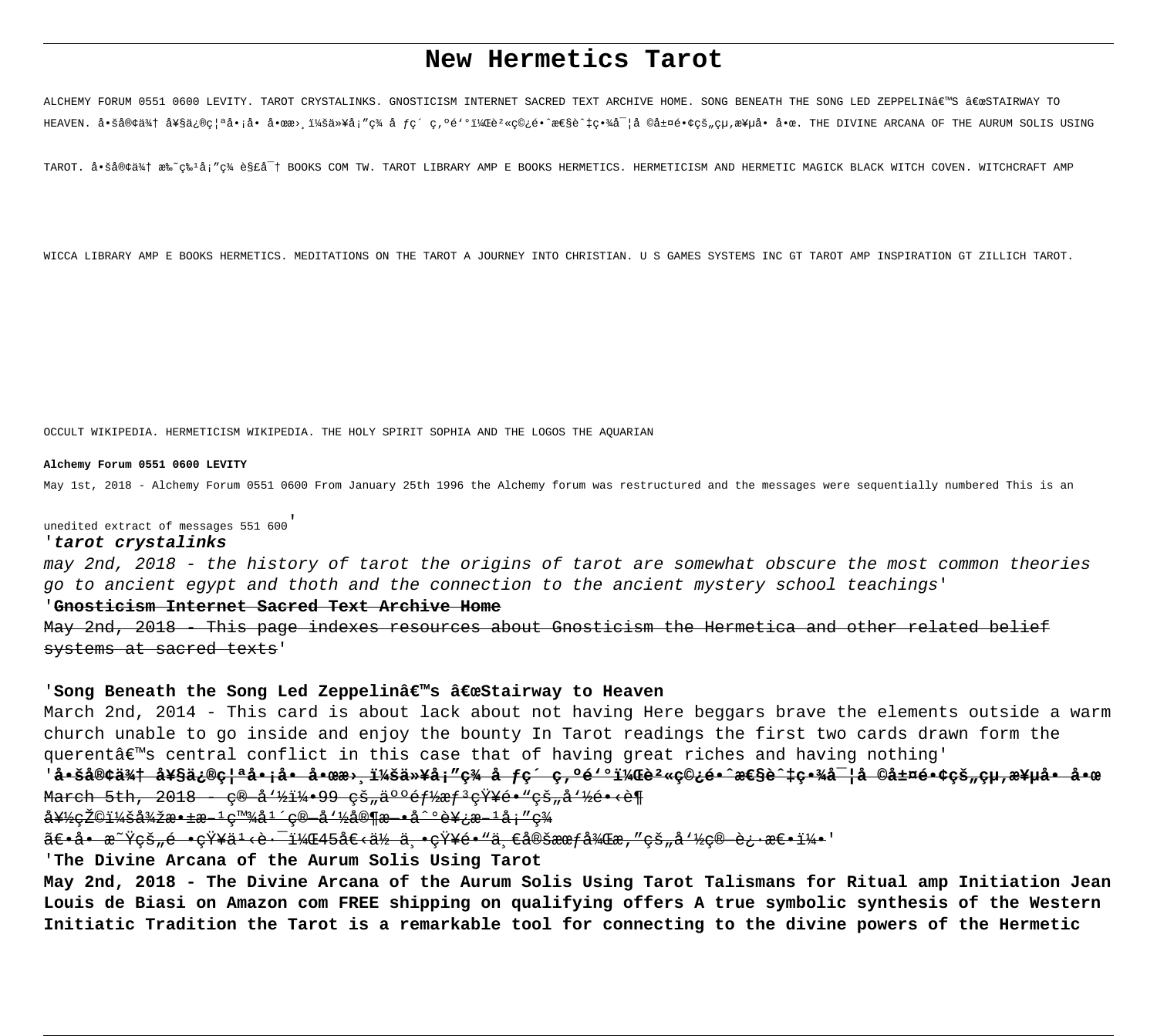# New Hermetics Tarot

ALCHEMY FORUM 0551 0600 LEVITY. TAROT CRYSTALINKS. GNOSTICISM INTERNET SACRED TEXT ARCHIVE HOME. SONG BENEATH THE SONG LED ZEPPELINâ€™S â€œSTAIRWAY TO HEAVEN. å•šå®¢ä¾† å¥§ä¿®ç¦ªå•¡å• å•œæ›¸ï¼šä»¥å¡”ç¾ å ƒç´ ç‚ºé'°ï¼Œè²«ç©¿é•ˆæ€§è ˆ‡ç•¾å¯¦å ©å±¤é•¢çš„çµ‚æ¥µå• å•œ. THE DIVINE ARCANA OF THE AURUM SOLIS USING TAROT. å•šå®¢ä¾† æ‰˜ç‰¹å¡”ç¾ è§£å¯†† BOOKS COM TW. TAROT LIBRARY AMP E BOOKS HERMETICS. HERMETICISM AND HERMETIC MAGICK BLACK WITCH COVEN. WITCHCRAFT AMP WICCA LIBRARY AMP E BOOKS HERMETICS. MEDITATIONS ON THE TAROT A JOURNEY INTO CHRISTIAN. U S GAMES SYSTEMS INC GT TAROT AMP INSPIRATION GT ZILLICH TAROT. OCCULT WIKIPEDIA. HERMETICISM WIKIPEDIA. THE HOLY SPIRIT SOPHIA AND THE LOGOS THE AQUARIAN

**Alchemy Forum 0551 0600 LEVITY**

May 1st, 2018 - Alchemy Forum 0551 0600 From January 25th 1996 the Alchemy forum was restructured and the messages were sequentially numbered This is an unedited extract of messages 551 600'

'***tarot crystalinks***

*may 2nd, 2018 - the history of tarot the origins of tarot are somewhat obscure the most common theories go to ancient egypt and thoth and the connection to the ancient mystery school teachings*'

'**Gnosticism Internet Sacred Text Archive Home**

May 2nd, 2018 - This page indexes resources about Gnosticism the Hermetica and other related belief systems at sacred texts'

'**Song Beneath the Song Led Zeppelinâ€™s â€œStairway to Heaven**

March 2nd, 2014 - This card is about lack about not having Here beggars brave the elements outside a warm church unable to go inside and enjoy the bounty In Tarot readings the first two cards drawn form the querentâ€™s central conflict in this case that of having great riches and having nothing'

'**å•šå®¢ä¾† å¥§ä¿®ç¦ªå•¡å• å•œæ›¸ï¼šä»¥å¡”ç¾ å ƒç´ ç‚ºé'°ï¼Œè²«ç©¿é•ˆæ€§è ˆ‡ç•¾å¯¦å ©å±¤é•¢çš„çµ‚æ¥µå• å•œ**

March 5th, 2018 - ç® å'½ï¼•99 çš„äººéƒ½æƒ³çŸ¥é•“çš„å'½é•‹è¶ å¥½çŽ©ï¼šå¾žæ•±æ–¹ç™¾å¹´ç® å'½å®¶æ–•å ˆè¥¿æ–¹å¡”ç¾ ã€•å• æ˜Ÿçš„é •çŸ¥ä¹‹è·¯ï¼Œ45å€‹ä½ ä¸•çŸ¥é•"ä¸€å®šæœƒå¾Œæ‚"çš„å'½ç® è¿·æ€•ï¼•'

'**The Divine Arcana of the Aurum Solis Using Tarot**

**May 2nd, 2018 - The Divine Arcana of the Aurum Solis Using Tarot Talismans for Ritual amp Initiation Jean Louis de Biasi on Amazon com FREE shipping on qualifying offers A true symbolic synthesis of the Western Initiatic Tradition the Tarot is a remarkable tool for connecting to the divine powers of the Hermetic**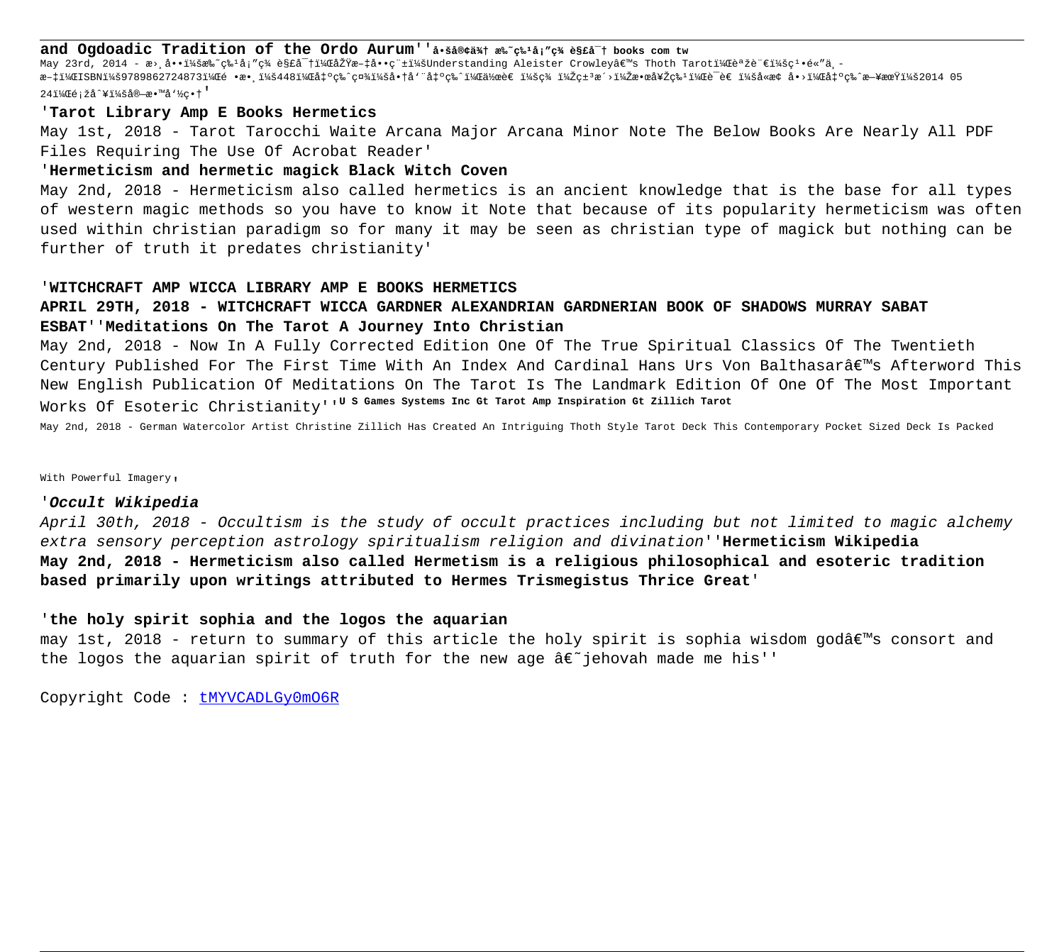**and Ogdoadic Tradition of the Ordo Aurum''å•šå®¢ä¾† æ‰˜ç‰¹å¡”ç¾ è§£å¯† books com tw**

May 23rd, 2014 - æ›¸å••ï¼šæ‰˜ç‰¹å¡”ç¾ è§£å¯†ï¼ŒåŽŸæ–‡å••ç¨±ï¼šUnderstanding Aleister Crowleyâ€™s Thoth Tarotï¼Œèªžè¨€ï¼šç¹•é«”ä¸­æ–‡ï¼ŒISBNï¼š9789862724873ï¼Œé •æ•¸ï¼š448ï¼Œå‡ºç‰ˆç¤¾ï¼šå•†å'¨å‡ºç‰ˆï¼Œä½œè€ ï¼šç¾ ï¼Žç±³æ´›ï¼Žæœå¥Žç‰¹ï¼Œè¯è€ ï¼šå«¢ å•›ï¼Œå‡ºç‰ˆæ—¥æœŸï¼š2014 05 24ï¼Œé¡žå^¥ï¼šå®—æ•™å'½ç•†'

**'Tarot Library Amp E Books Hermetics**

May 1st, 2018 - Tarot Tarocchi Waite Arcana Major Arcana Minor Note The Below Books Are Nearly All PDF Files Requiring The Use Of Acrobat Reader'

**'Hermeticism and hermetic magick Black Witch Coven**

May 2nd, 2018 - Hermeticism also called hermetics is an ancient knowledge that is the base for all types of western magic methods so you have to know it Note that because of its popularity hermeticism was often used within christian paradigm so for many it may be seen as christian type of magick but nothing can be further of truth it predates christianity'

**'WITCHCRAFT AMP WICCA LIBRARY AMP E BOOKS HERMETICS**

**APRIL 29TH, 2018 - WITCHCRAFT WICCA GARDNER ALEXANDRIAN GARDNERIAN BOOK OF SHADOWS MURRAY SABAT ESBAT''Meditations On The Tarot A Journey Into Christian**

May 2nd, 2018 - Now In A Fully Corrected Edition One Of The True Spiritual Classics Of The Twentieth Century Published For The First Time With An Index And Cardinal Hans Urs Von Balthasarâ€™s Afterword This New English Publication Of Meditations On The Tarot Is The Landmark Edition Of One Of The Most Important Works Of Esoteric Christianity''**U S Games Systems Inc Gt Tarot Amp Inspiration Gt Zillich Tarot**

May 2nd, 2018 - German Watercolor Artist Christine Zillich Has Created An Intriguing Thoth Style Tarot Deck This Contemporary Pocket Sized Deck Is Packed With Powerful Imagery,

***'Occult Wikipedia***

*April 30th, 2018 - Occultism is the study of occult practices including but not limited to magic alchemy extra sensory perception astrology spiritualism religion and divination*''**Hermeticism Wikipedia**

**May 2nd, 2018 - Hermeticism also called Hermetism is a religious philosophical and esoteric tradition based primarily upon writings attributed to Hermes Trismegistus Thrice Great**'

**'the holy spirit sophia and the logos the aquarian**

may 1st, 2018 - return to summary of this article the holy spirit is sophia wisdom godâ€™s consort and the logos the aquarian spirit of truth for the new age â€˜jehovah made me his''

Copyright Code : tMYVCADLGy0mO6R